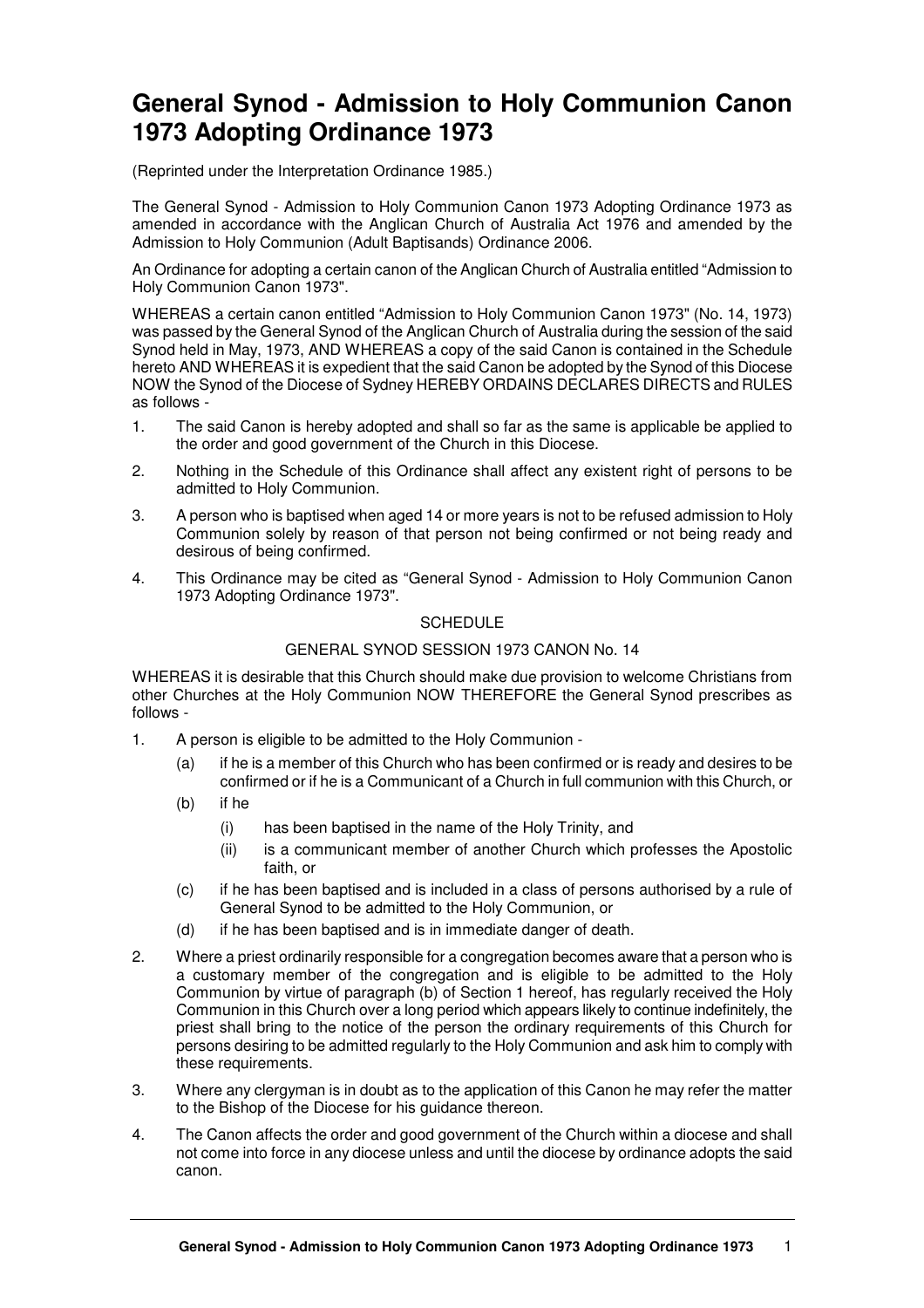# General Synod - Admission to Holy Communion Canon 1973 Adopting Ordinance 1973

(Reprinted under the Interpretation Ordinance 1985.)

The General Synod - Admission to Holy Communion Canon 1973 Adopting Ordinance 1973 as amended in accordance with the Anglican Church of Australia Act 1976 and amended by the Admission to Holy Communion (Adult Baptisands) Ordinance 2006.

An Ordinance for adopting a certain canon of the Anglican Church of Australia entitled "Admission to Holy Communion Canon 1973".

WHEREAS a certain canon entitled "Admission to Holy Communion Canon 1973" (No. 14, 1973) was passed by the General Synod of the Anglican Church of Australia during the session of the said Synod held in May, 1973, AND WHEREAS a copy of the said Canon is contained in the Schedule hereto AND WHEREAS it is expedient that the said Canon be adopted by the Synod of this Diocese NOW the Synod of the Diocese of Sydney HEREBY ORDAINS DECLARES DIRECTS and RULES as follows -

1. The said Canon is hereby adopted and shall so far as the same is applicable be applied to the order and good government of the Church in this Diocese.
2. Nothing in the Schedule of this Ordinance shall affect any existent right of persons to be admitted to Holy Communion.
3. A person who is baptised when aged 14 or more years is not to be refused admission to Holy Communion solely by reason of that person not being confirmed or not being ready and desirous of being confirmed.
4. This Ordinance may be cited as "General Synod - Admission to Holy Communion Canon 1973 Adopting Ordinance 1973".

SCHEDULE

GENERAL SYNOD SESSION 1973 CANON No. 14

WHEREAS it is desirable that this Church should make due provision to welcome Christians from other Churches at the Holy Communion NOW THEREFORE the General Synod prescribes as follows -

1. A person is eligible to be admitted to the Holy Communion -
   - (a) if he is a member of this Church who has been confirmed or is ready and desires to be confirmed or if he is a Communicant of a Church in full communion with this Church, or
   - (b) if he
     - (i) has been baptised in the name of the Holy Trinity, and
     - (ii) is a communicant member of another Church which professes the Apostolic faith, or
   - (c) if he has been baptised and is included in a class of persons authorised by a rule of General Synod to be admitted to the Holy Communion, or
   - (d) if he has been baptised and is in immediate danger of death.
2. Where a priest ordinarily responsible for a congregation becomes aware that a person who is a customary member of the congregation and is eligible to be admitted to the Holy Communion by virtue of paragraph (b) of Section 1 hereof, has regularly received the Holy Communion in this Church over a long period which appears likely to continue indefinitely, the priest shall bring to the notice of the person the ordinary requirements of this Church for persons desiring to be admitted regularly to the Holy Communion and ask him to comply with these requirements.
3. Where any clergyman is in doubt as to the application of this Canon he may refer the matter to the Bishop of the Diocese for his guidance thereon.
4. The Canon affects the order and good government of the Church within a diocese and shall not come into force in any diocese unless and until the diocese by ordinance adopts the said canon.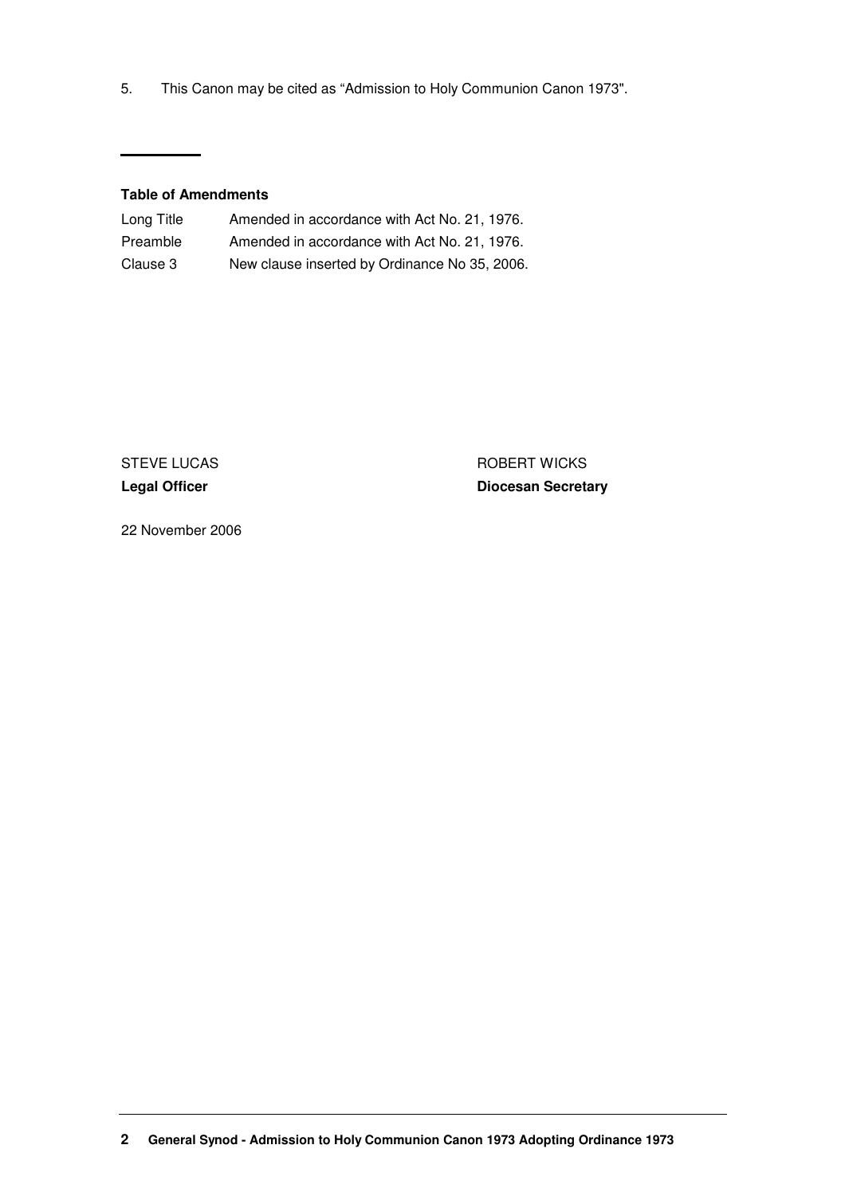5. This Canon may be cited as "Admission to Holy Communion Canon 1973".

---

**Table of Amendments**

| | |
|---|---|
| Long Title | Amended in accordance with Act No. 21, 1976. |
| Preamble | Amended in accordance with Act No. 21, 1976. |
| Clause 3 | New clause inserted by Ordinance No 35, 2006. |

STEVE LUCAS
**Legal Officer**

ROBERT WICKS
**Diocesan Secretary**

22 November 2006